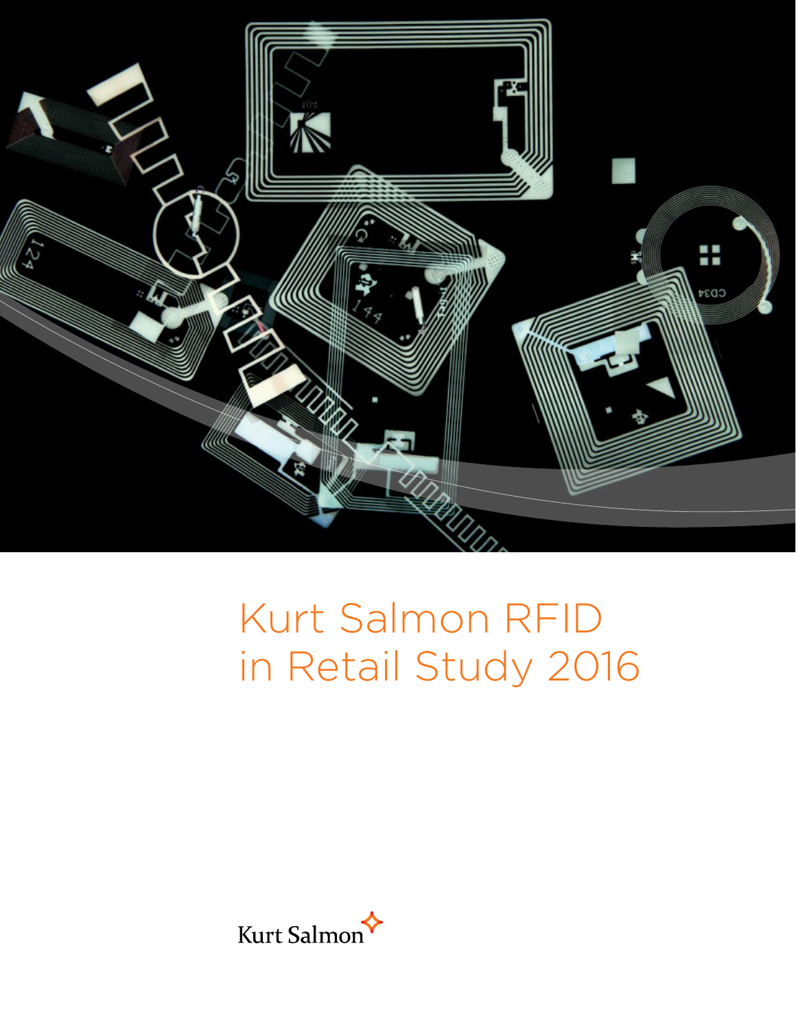# Kurt Salmon RFID in Retail Study 2016

Kurt Salmon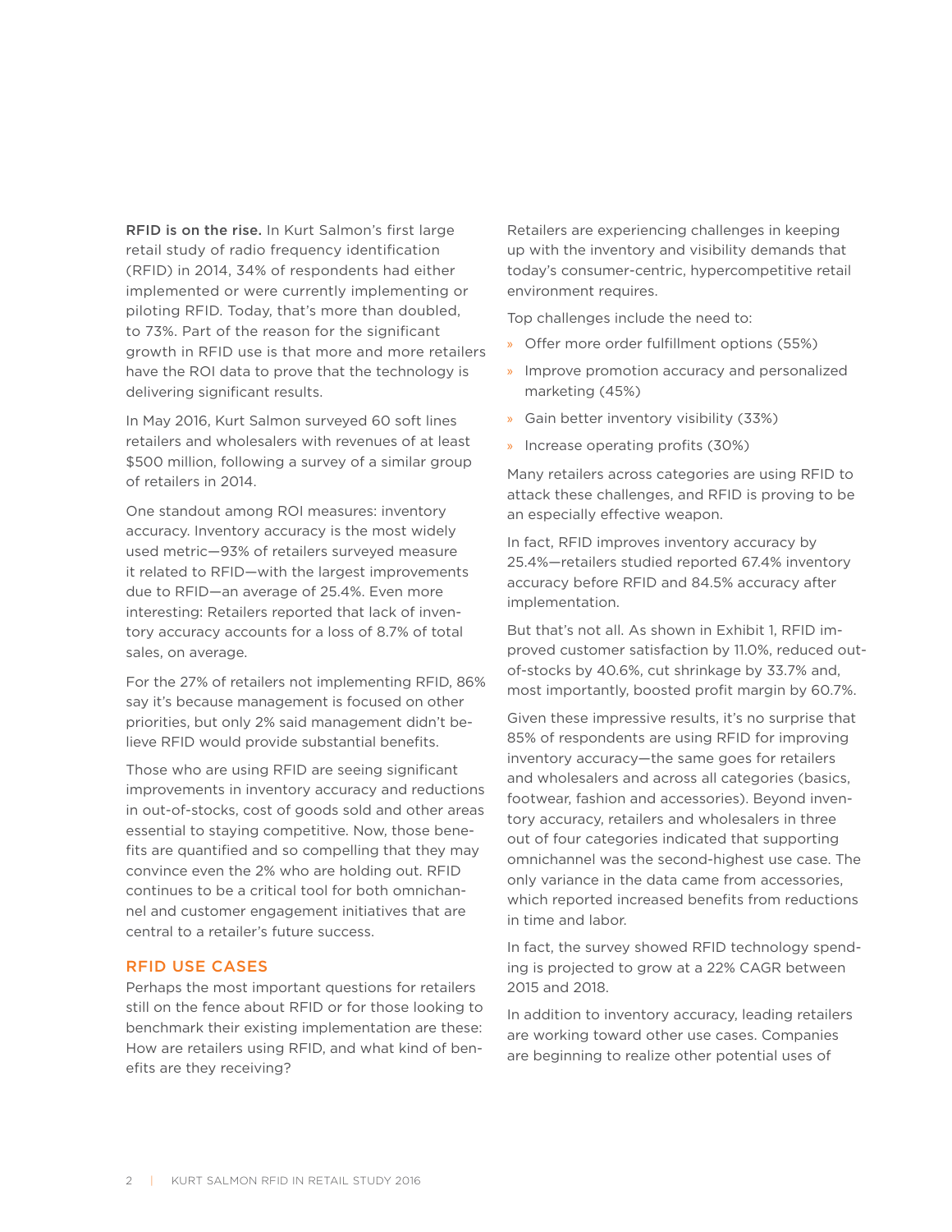**RFID is on the rise.** In Kurt Salmon's first large retail study of radio frequency identification (RFID) in 2014, 34% of respondents had either implemented or were currently implementing or piloting RFID. Today, that's more than doubled, to 73%. Part of the reason for the significant growth in RFID use is that more and more retailers have the ROI data to prove that the technology is delivering significant results.

In May 2016, Kurt Salmon surveyed 60 soft lines retailers and wholesalers with revenues of at least $500 million, following a survey of a similar group of retailers in 2014.

One standout among ROI measures: inventory accuracy. Inventory accuracy is the most widely used metric—93% of retailers surveyed measure it related to RFID—with the largest improvements due to RFID—an average of 25.4%. Even more interesting: Retailers reported that lack of inventory accuracy accounts for a loss of 8.7% of total sales, on average.

For the 27% of retailers not implementing RFID, 86% say it's because management is focused on other priorities, but only 2% said management didn't believe RFID would provide substantial benefits.

Those who are using RFID are seeing significant improvements in inventory accuracy and reductions in out-of-stocks, cost of goods sold and other areas essential to staying competitive. Now, those benefits are quantified and so compelling that they may convince even the 2% who are holding out. RFID continues to be a critical tool for both omnichannel and customer engagement initiatives that are central to a retailer's future success.

## RFID USE CASES

Perhaps the most important questions for retailers still on the fence about RFID or for those looking to benchmark their existing implementation are these: How are retailers using RFID, and what kind of benefits are they receiving?

Retailers are experiencing challenges in keeping up with the inventory and visibility demands that today's consumer-centric, hypercompetitive retail environment requires.

Top challenges include the need to:

- Offer more order fulfillment options (55%)
- Improve promotion accuracy and personalized marketing (45%)
- Gain better inventory visibility (33%)
- Increase operating profits (30%)

Many retailers across categories are using RFID to attack these challenges, and RFID is proving to be an especially effective weapon.

In fact, RFID improves inventory accuracy by 25.4%—retailers studied reported 67.4% inventory accuracy before RFID and 84.5% accuracy after implementation.

But that's not all. As shown in Exhibit 1, RFID improved customer satisfaction by 11.0%, reduced out-of-stocks by 40.6%, cut shrinkage by 33.7% and, most importantly, boosted profit margin by 60.7%.

Given these impressive results, it's no surprise that 85% of respondents are using RFID for improving inventory accuracy—the same goes for retailers and wholesalers and across all categories (basics, footwear, fashion and accessories). Beyond inventory accuracy, retailers and wholesalers in three out of four categories indicated that supporting omnichannel was the second-highest use case. The only variance in the data came from accessories, which reported increased benefits from reductions in time and labor.

In fact, the survey showed RFID technology spending is projected to grow at a 22% CAGR between 2015 and 2018.

In addition to inventory accuracy, leading retailers are working toward other use cases. Companies are beginning to realize other potential uses of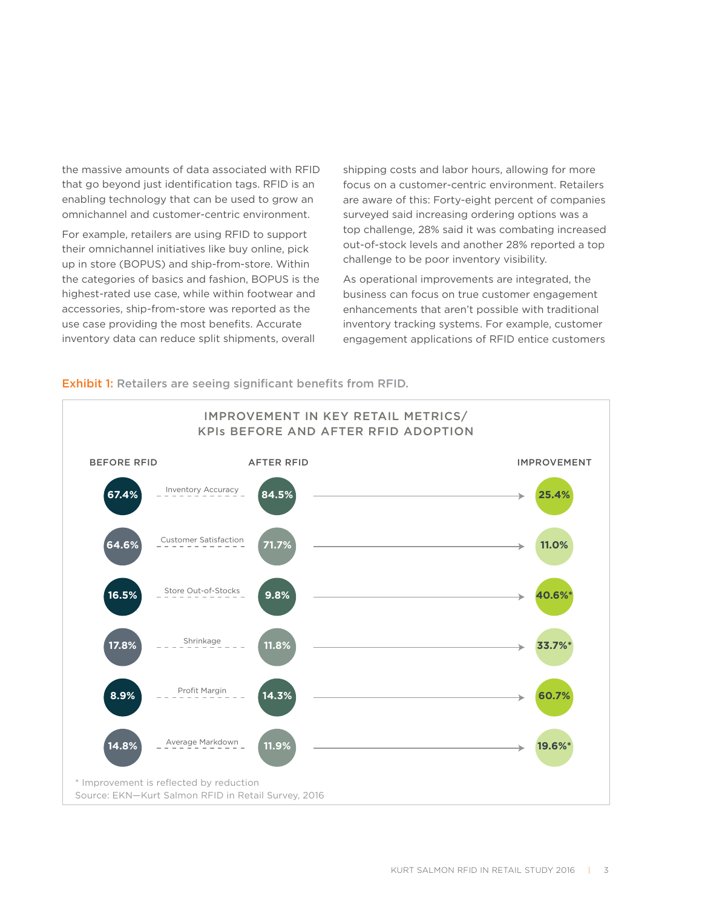the massive amounts of data associated with RFID that go beyond just identification tags. RFID is an enabling technology that can be used to grow an omnichannel and customer-centric environment.

For example, retailers are using RFID to support their omnichannel initiatives like buy online, pick up in store (BOPUS) and ship-from-store. Within the categories of basics and fashion, BOPUS is the highest-rated use case, while within footwear and accessories, ship-from-store was reported as the use case providing the most benefits. Accurate inventory data can reduce split shipments, overall shipping costs and labor hours, allowing for more focus on a customer-centric environment. Retailers are aware of this: Forty-eight percent of companies surveyed said increasing ordering options was a top challenge, 28% said it was combating increased out-of-stock levels and another 28% reported a top challenge to be poor inventory visibility.

As operational improvements are integrated, the business can focus on true customer engagement enhancements that aren't possible with traditional inventory tracking systems. For example, customer engagement applications of RFID entice customers

**Exhibit 1:** Retailers are seeing significant benefits from RFID.

**IMPROVEMENT IN KEY RETAIL METRICS/ KPIs BEFORE AND AFTER RFID ADOPTION**

| Metric | BEFORE RFID | AFTER RFID | IMPROVEMENT |
|---|---|---|---|
| Inventory Accuracy | 67.4% | 84.5% | 25.4% |
| Customer Satisfaction | 64.6% | 71.7% | 11.0% |
| Store Out-of-Stocks | 16.5% | 9.8% | 40.6%* |
| Shrinkage | 17.8% | 11.8% | 33.7%* |
| Profit Margin | 8.9% | 14.3% | 60.7% |
| Average Markdown | 14.8% | 11.9% | 19.6%* |

\* Improvement is reflected by reduction

Source: EKN—Kurt Salmon RFID in Retail Survey, 2016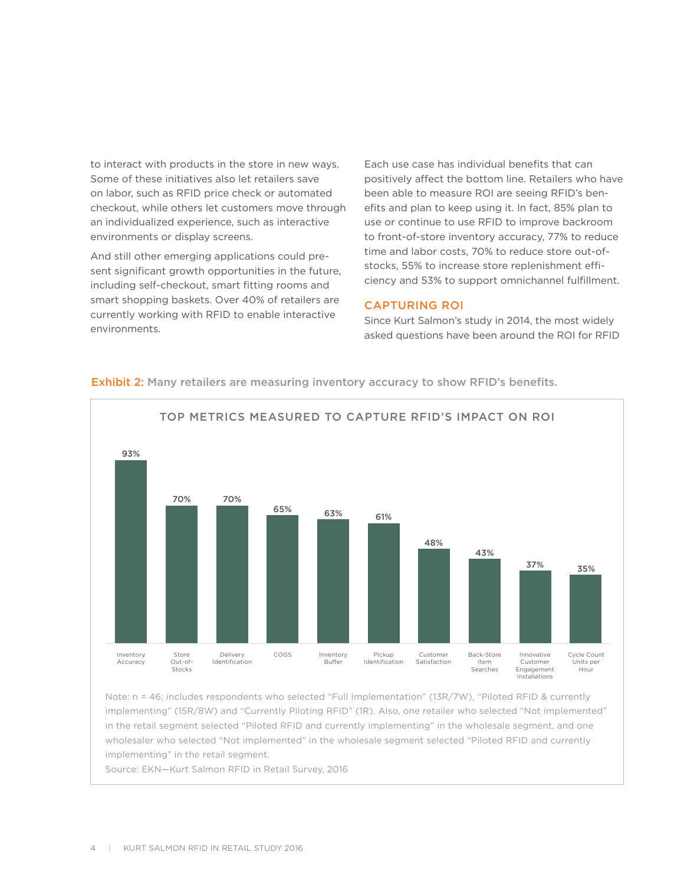to interact with products in the store in new ways. Some of these initiatives also let retailers save on labor, such as RFID price check or automated checkout, while others let customers move through an individualized experience, such as interactive environments or display screens.

And still other emerging applications could present significant growth opportunities in the future, including self-checkout, smart fitting rooms and smart shopping baskets. Over 40% of retailers are currently working with RFID to enable interactive environments.

Each use case has individual benefits that can positively affect the bottom line. Retailers who have been able to measure ROI are seeing RFID's benefits and plan to keep using it. In fact, 85% plan to use or continue to use RFID to improve backroom to front-of-store inventory accuracy, 77% to reduce time and labor costs, 70% to reduce store out-of-stocks, 55% to increase store replenishment efficiency and 53% to support omnichannel fulfillment.

## CAPTURING ROI

Since Kurt Salmon's study in 2014, the most widely asked questions have been around the ROI for RFID

**Exhibit 2:** Many retailers are measuring inventory accuracy to show RFID's benefits.

**TOP METRICS MEASURED TO CAPTURE RFID'S IMPACT ON ROI**

| Metric | Percentage |
|---|---|
| Inventory Accuracy | 93% |
| Store Out-of-Stocks | 70% |
| Delivery Identification | 70% |
| COGS | 65% |
| Inventory Buffer | 63% |
| Pickup Identification | 61% |
| Customer Satisfaction | 48% |
| Back-Store Item Searches | 43% |
| Innovative Customer Engagement Installations | 37% |
| Cycle Count Units per Hour | 35% |

Note: n = 46; includes respondents who selected "Full Implementation" (13R/7W), "Piloted RFID & currently implementing" (15R/8W) and "Currently Piloting RFID" (1R). Also, one retailer who selected "Not implemented" in the retail segment selected "Piloted RFID and currently implementing" in the wholesale segment, and one wholesaler who selected "Not implemented" in the wholesale segment selected "Piloted RFID and currently implementing" in the retail segment.

Source: EKN—Kurt Salmon RFID in Retail Survey, 2016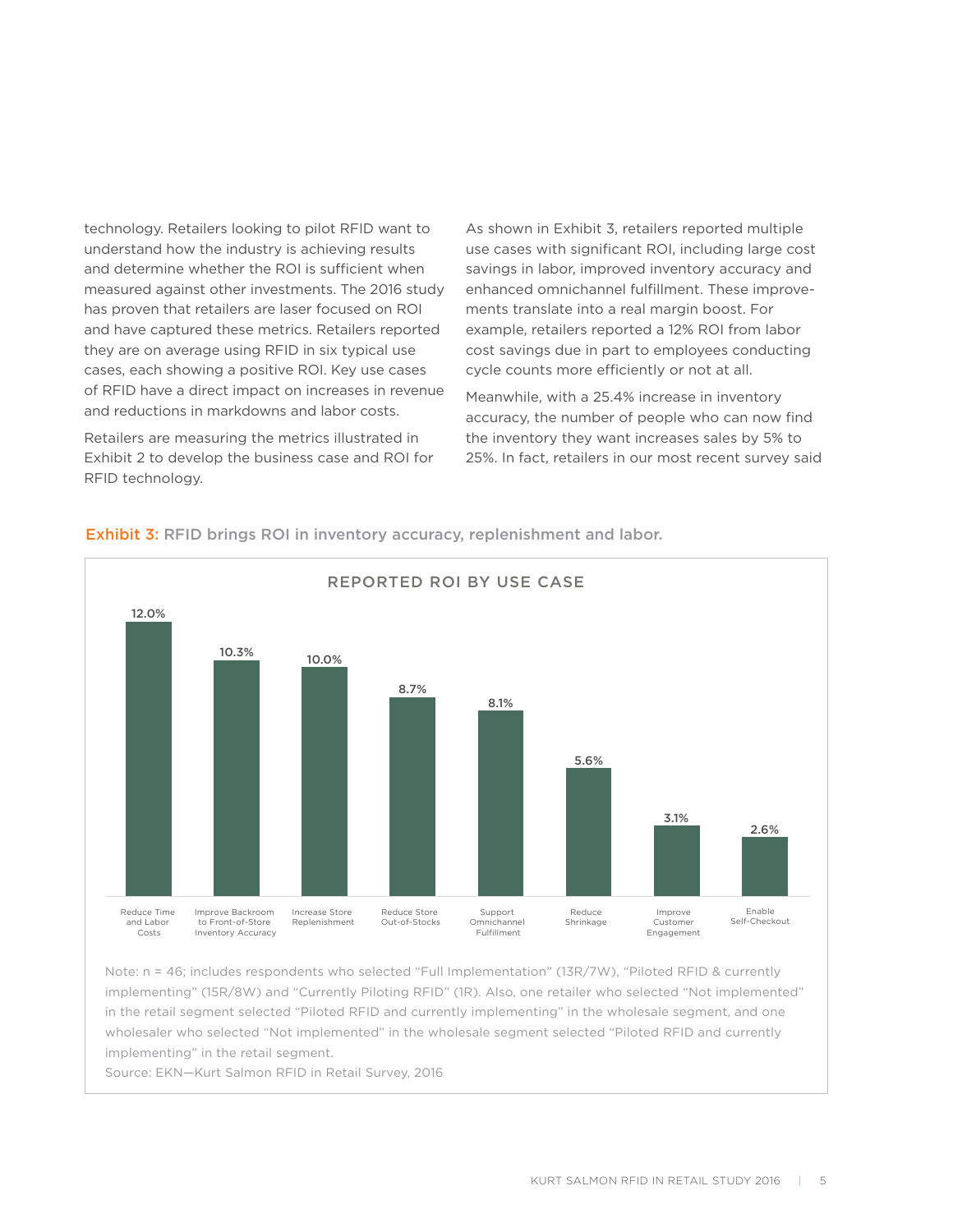technology. Retailers looking to pilot RFID want to understand how the industry is achieving results and determine whether the ROI is sufficient when measured against other investments. The 2016 study has proven that retailers are laser focused on ROI and have captured these metrics. Retailers reported they are on average using RFID in six typical use cases, each showing a positive ROI. Key use cases of RFID have a direct impact on increases in revenue and reductions in markdowns and labor costs.

Retailers are measuring the metrics illustrated in Exhibit 2 to develop the business case and ROI for RFID technology.

As shown in Exhibit 3, retailers reported multiple use cases with significant ROI, including large cost savings in labor, improved inventory accuracy and enhanced omnichannel fulfillment. These improvements translate into a real margin boost. For example, retailers reported a 12% ROI from labor cost savings due in part to employees conducting cycle counts more efficiently or not at all.

Meanwhile, with a 25.4% increase in inventory accuracy, the number of people who can now find the inventory they want increases sales by 5% to 25%. In fact, retailers in our most recent survey said

**Exhibit 3:** RFID brings ROI in inventory accuracy, replenishment and labor.

REPORTED ROI BY USE CASE

| Use Case | Reported ROI |
|---|---|
| Reduce Time and Labor Costs | 12.0% |
| Improve Backroom to Front-of-Store Inventory Accuracy | 10.3% |
| Increase Store Replenishment | 10.0% |
| Reduce Store Out-of-Stocks | 8.7% |
| Support Omnichannel Fulfillment | 8.1% |
| Reduce Shrinkage | 5.6% |
| Improve Customer Engagement | 3.1% |
| Enable Self-Checkout | 2.6% |

Note: n = 46; includes respondents who selected "Full Implementation" (13R/7W), "Piloted RFID & currently implementing" (15R/8W) and "Currently Piloting RFID" (1R). Also, one retailer who selected "Not implemented" in the retail segment selected "Piloted RFID and currently implementing" in the wholesale segment, and one wholesaler who selected "Not implemented" in the wholesale segment selected "Piloted RFID and currently implementing" in the retail segment.

Source: EKN—Kurt Salmon RFID in Retail Survey, 2016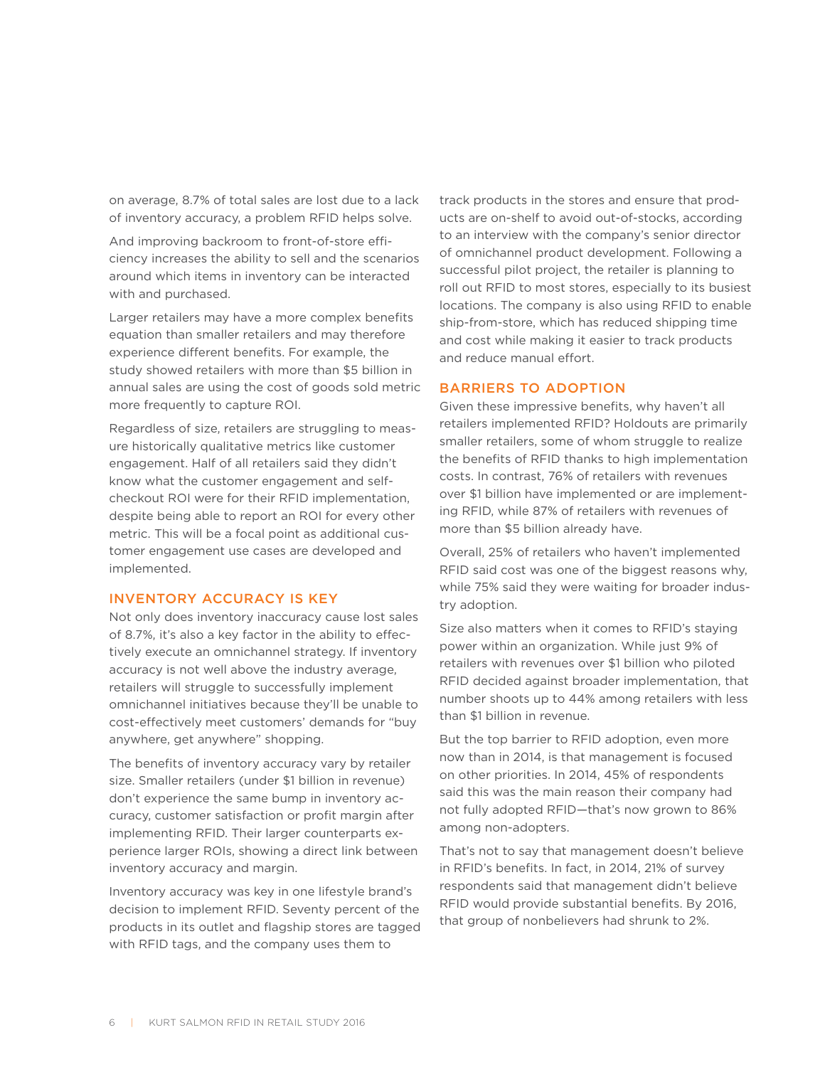on average, 8.7% of total sales are lost due to a lack of inventory accuracy, a problem RFID helps solve.

And improving backroom to front-of-store efficiency increases the ability to sell and the scenarios around which items in inventory can be interacted with and purchased.

Larger retailers may have a more complex benefits equation than smaller retailers and may therefore experience different benefits. For example, the study showed retailers with more than $5 billion in annual sales are using the cost of goods sold metric more frequently to capture ROI.

Regardless of size, retailers are struggling to measure historically qualitative metrics like customer engagement. Half of all retailers said they didn't know what the customer engagement and self-checkout ROI were for their RFID implementation, despite being able to report an ROI for every other metric. This will be a focal point as additional customer engagement use cases are developed and implemented.

## INVENTORY ACCURACY IS KEY

Not only does inventory inaccuracy cause lost sales of 8.7%, it's also a key factor in the ability to effectively execute an omnichannel strategy. If inventory accuracy is not well above the industry average, retailers will struggle to successfully implement omnichannel initiatives because they'll be unable to cost-effectively meet customers' demands for "buy anywhere, get anywhere" shopping.

The benefits of inventory accuracy vary by retailer size. Smaller retailers (under $1 billion in revenue) don't experience the same bump in inventory accuracy, customer satisfaction or profit margin after implementing RFID. Their larger counterparts experience larger ROIs, showing a direct link between inventory accuracy and margin.

Inventory accuracy was key in one lifestyle brand's decision to implement RFID. Seventy percent of the products in its outlet and flagship stores are tagged with RFID tags, and the company uses them to track products in the stores and ensure that products are on-shelf to avoid out-of-stocks, according to an interview with the company's senior director of omnichannel product development. Following a successful pilot project, the retailer is planning to roll out RFID to most stores, especially to its busiest locations. The company is also using RFID to enable ship-from-store, which has reduced shipping time and cost while making it easier to track products and reduce manual effort.

## BARRIERS TO ADOPTION

Given these impressive benefits, why haven't all retailers implemented RFID? Holdouts are primarily smaller retailers, some of whom struggle to realize the benefits of RFID thanks to high implementation costs. In contrast, 76% of retailers with revenues over $1 billion have implemented or are implementing RFID, while 87% of retailers with revenues of more than $5 billion already have.

Overall, 25% of retailers who haven't implemented RFID said cost was one of the biggest reasons why, while 75% said they were waiting for broader industry adoption.

Size also matters when it comes to RFID's staying power within an organization. While just 9% of retailers with revenues over $1 billion who piloted RFID decided against broader implementation, that number shoots up to 44% among retailers with less than $1 billion in revenue.

But the top barrier to RFID adoption, even more now than in 2014, is that management is focused on other priorities. In 2014, 45% of respondents said this was the main reason their company had not fully adopted RFID—that's now grown to 86% among non-adopters.

That's not to say that management doesn't believe in RFID's benefits. In fact, in 2014, 21% of survey respondents said that management didn't believe RFID would provide substantial benefits. By 2016, that group of nonbelievers had shrunk to 2%.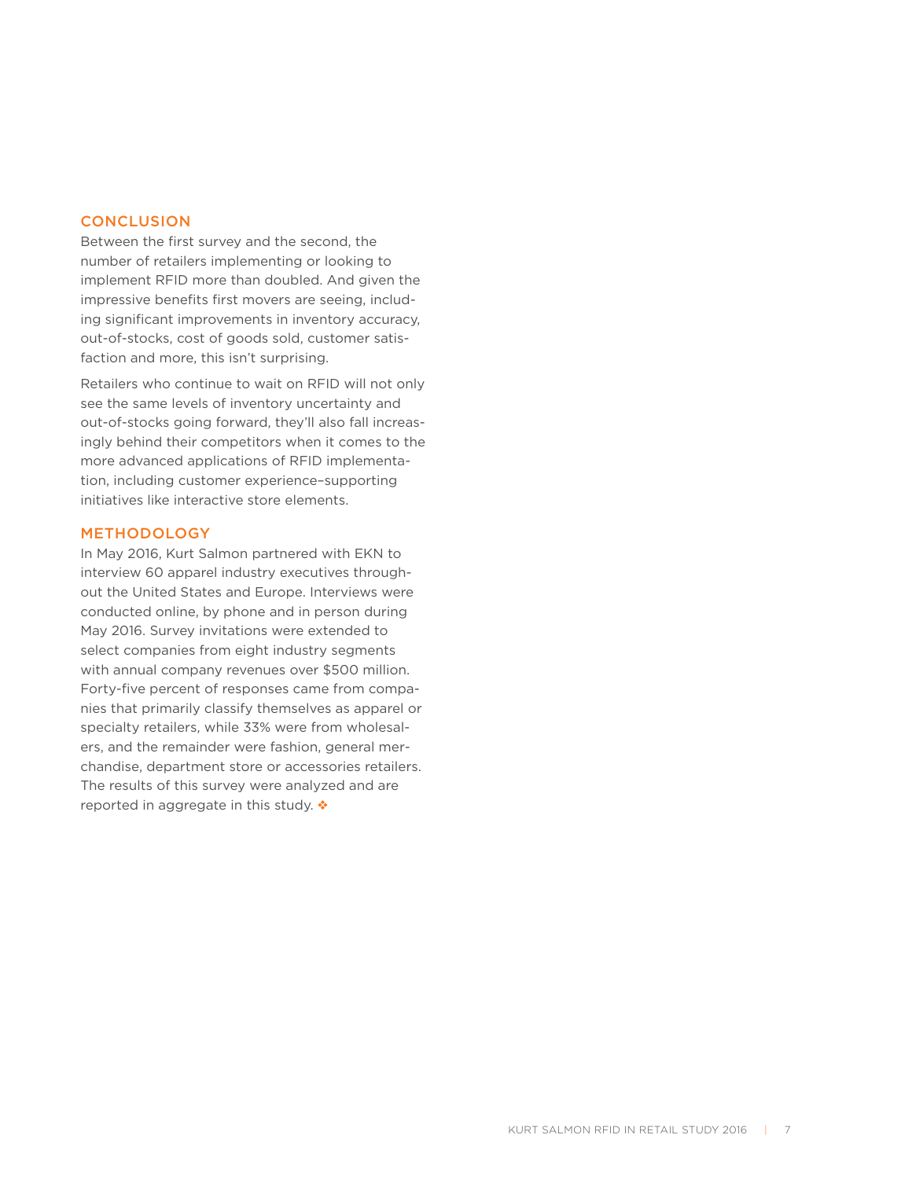## CONCLUSION

Between the first survey and the second, the number of retailers implementing or looking to implement RFID more than doubled. And given the impressive benefits first movers are seeing, including significant improvements in inventory accuracy, out-of-stocks, cost of goods sold, customer satisfaction and more, this isn't surprising.

Retailers who continue to wait on RFID will not only see the same levels of inventory uncertainty and out-of-stocks going forward, they'll also fall increasingly behind their competitors when it comes to the more advanced applications of RFID implementation, including customer experience–supporting initiatives like interactive store elements.

## METHODOLOGY

In May 2016, Kurt Salmon partnered with EKN to interview 60 apparel industry executives throughout the United States and Europe. Interviews were conducted online, by phone and in person during May 2016. Survey invitations were extended to select companies from eight industry segments with annual company revenues over $500 million. Forty-five percent of responses came from companies that primarily classify themselves as apparel or specialty retailers, while 33% were from wholesalers, and the remainder were fashion, general merchandise, department store or accessories retailers. The results of this survey were analyzed and are reported in aggregate in this study. ❖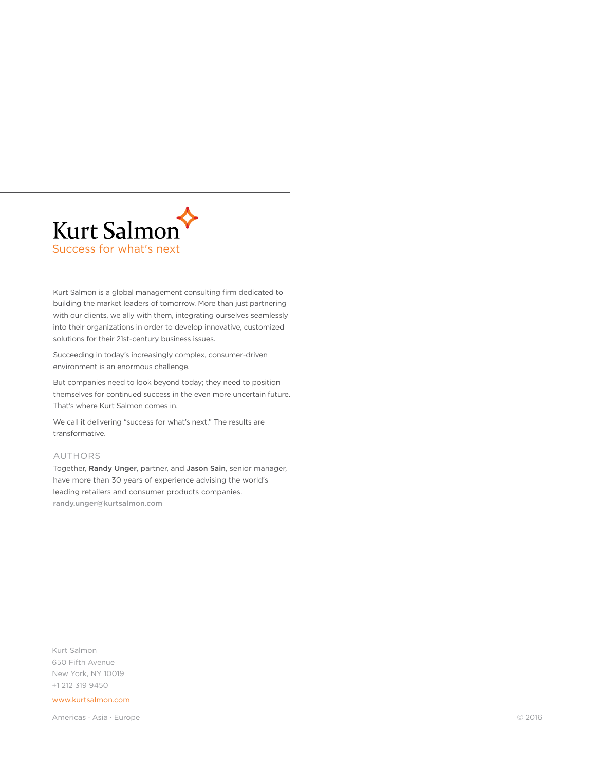# Kurt Salmon

Success for what's next

Kurt Salmon is a global management consulting firm dedicated to building the market leaders of tomorrow. More than just partnering with our clients, we ally with them, integrating ourselves seamlessly into their organizations in order to develop innovative, customized solutions for their 21st-century business issues.

Succeeding in today's increasingly complex, consumer-driven environment is an enormous challenge.

But companies need to look beyond today; they need to position themselves for continued success in the even more uncertain future. That's where Kurt Salmon comes in.

We call it delivering "success for what's next." The results are transformative.

## AUTHORS

Together, **Randy Unger**, partner, and **Jason Sain**, senior manager, have more than 30 years of experience advising the world's leading retailers and consumer products companies.
**randy.unger@kurtsalmon.com**

Kurt Salmon
650 Fifth Avenue
New York, NY 10019
+1 212 319 9450

www.kurtsalmon.com

Americas · Asia · Europe

© 2016